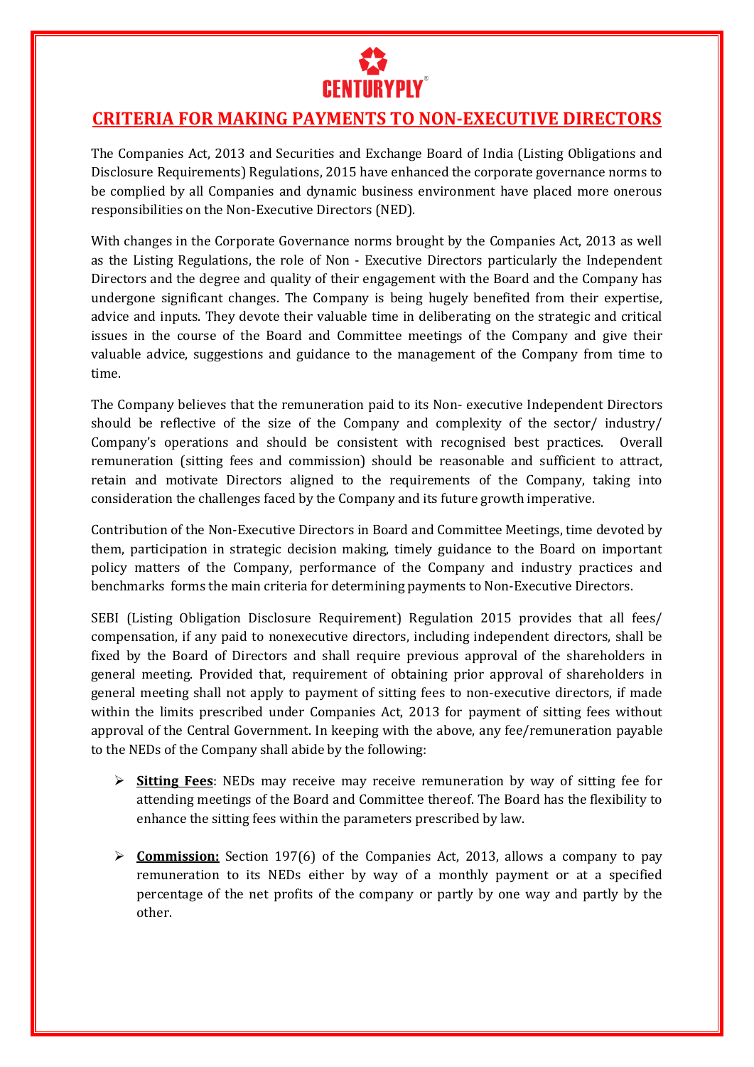CENTURYPLY

# CRITERIA FOR MAKING PAYMENTS TO NON-EXECUTIVE DIRECTORS

The Companies Act, 2013 and Securities and Exchange Board of India (Listing Obligations and Disclosure Requirements) Regulations, 2015 have enhanced the corporate governance norms to be complied by all Companies and dynamic business environment have placed more onerous responsibilities on the Non-Executive Directors (NED).

With changes in the Corporate Governance norms brought by the Companies Act, 2013 as well as the Listing Regulations, the role of Non - Executive Directors particularly the Independent Directors and the degree and quality of their engagement with the Board and the Company has undergone significant changes. The Company is being hugely benefited from their expertise, advice and inputs. They devote their valuable time in deliberating on the strategic and critical issues in the course of the Board and Committee meetings of the Company and give their valuable advice, suggestions and guidance to the management of the Company from time to time.

The Company believes that the remuneration paid to its Non- executive Independent Directors should be reflective of the size of the Company and complexity of the sector/ industry/ Company's operations and should be consistent with recognised best practices. Overall remuneration (sitting fees and commission) should be reasonable and sufficient to attract, retain and motivate Directors aligned to the requirements of the Company, taking into consideration the challenges faced by the Company and its future growth imperative.

Contribution of the Non-Executive Directors in Board and Committee Meetings, time devoted by them, participation in strategic decision making, timely guidance to the Board on important policy matters of the Company, performance of the Company and industry practices and benchmarks forms the main criteria for determining payments to Non-Executive Directors.

SEBI (Listing Obligation Disclosure Requirement) Regulation 2015 provides that all fees/ compensation, if any paid to nonexecutive directors, including independent directors, shall be fixed by the Board of Directors and shall require previous approval of the shareholders in general meeting. Provided that, requirement of obtaining prior approval of shareholders in general meeting shall not apply to payment of sitting fees to non-executive directors, if made within the limits prescribed under Companies Act, 2013 for payment of sitting fees without approval of the Central Government. In keeping with the above, any fee/remuneration payable to the NEDs of the Company shall abide by the following:

- **Sitting Fees**: NEDs may receive may receive remuneration by way of sitting fee for attending meetings of the Board and Committee thereof. The Board has the flexibility to enhance the sitting fees within the parameters prescribed by law.

- **Commission:** Section 197(6) of the Companies Act, 2013, allows a company to pay remuneration to its NEDs either by way of a monthly payment or at a specified percentage of the net profits of the company or partly by one way and partly by the other.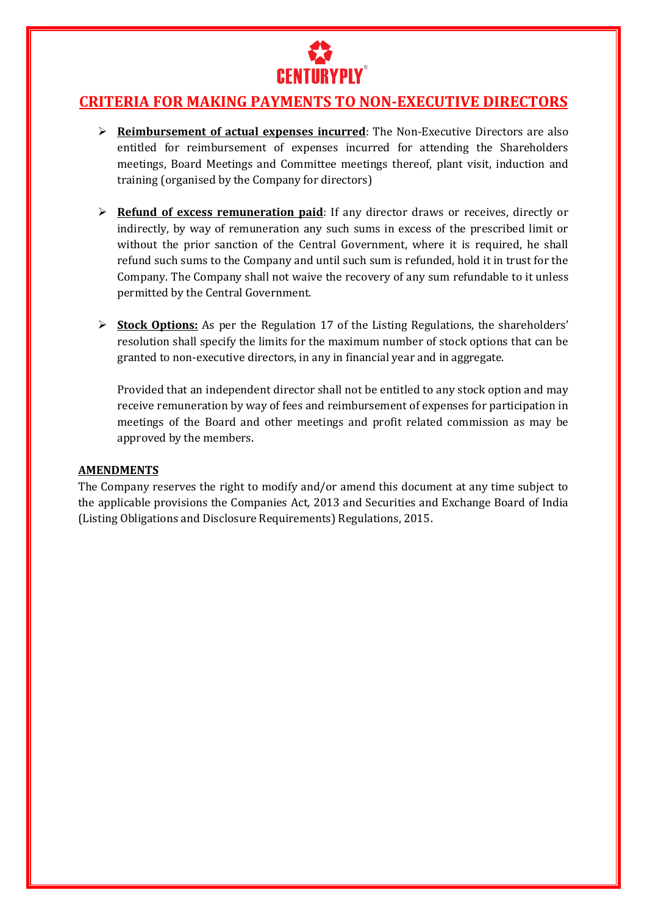# CRITERIA FOR MAKING PAYMENTS TO NON-EXECUTIVE DIRECTORS

- **Reimbursement of actual expenses incurred**: The Non-Executive Directors are also entitled for reimbursement of expenses incurred for attending the Shareholders meetings, Board Meetings and Committee meetings thereof, plant visit, induction and training (organised by the Company for directors)

- **Refund of excess remuneration paid**: If any director draws or receives, directly or indirectly, by way of remuneration any such sums in excess of the prescribed limit or without the prior sanction of the Central Government, where it is required, he shall refund such sums to the Company and until such sum is refunded, hold it in trust for the Company. The Company shall not waive the recovery of any sum refundable to it unless permitted by the Central Government.

- **Stock Options:** As per the Regulation 17 of the Listing Regulations, the shareholders' resolution shall specify the limits for the maximum number of stock options that can be granted to non-executive directors, in any in financial year and in aggregate.

  Provided that an independent director shall not be entitled to any stock option and may receive remuneration by way of fees and reimbursement of expenses for participation in meetings of the Board and other meetings and profit related commission as may be approved by the members.

## AMENDMENTS

The Company reserves the right to modify and/or amend this document at any time subject to the applicable provisions the Companies Act, 2013 and Securities and Exchange Board of India (Listing Obligations and Disclosure Requirements) Regulations, 2015.